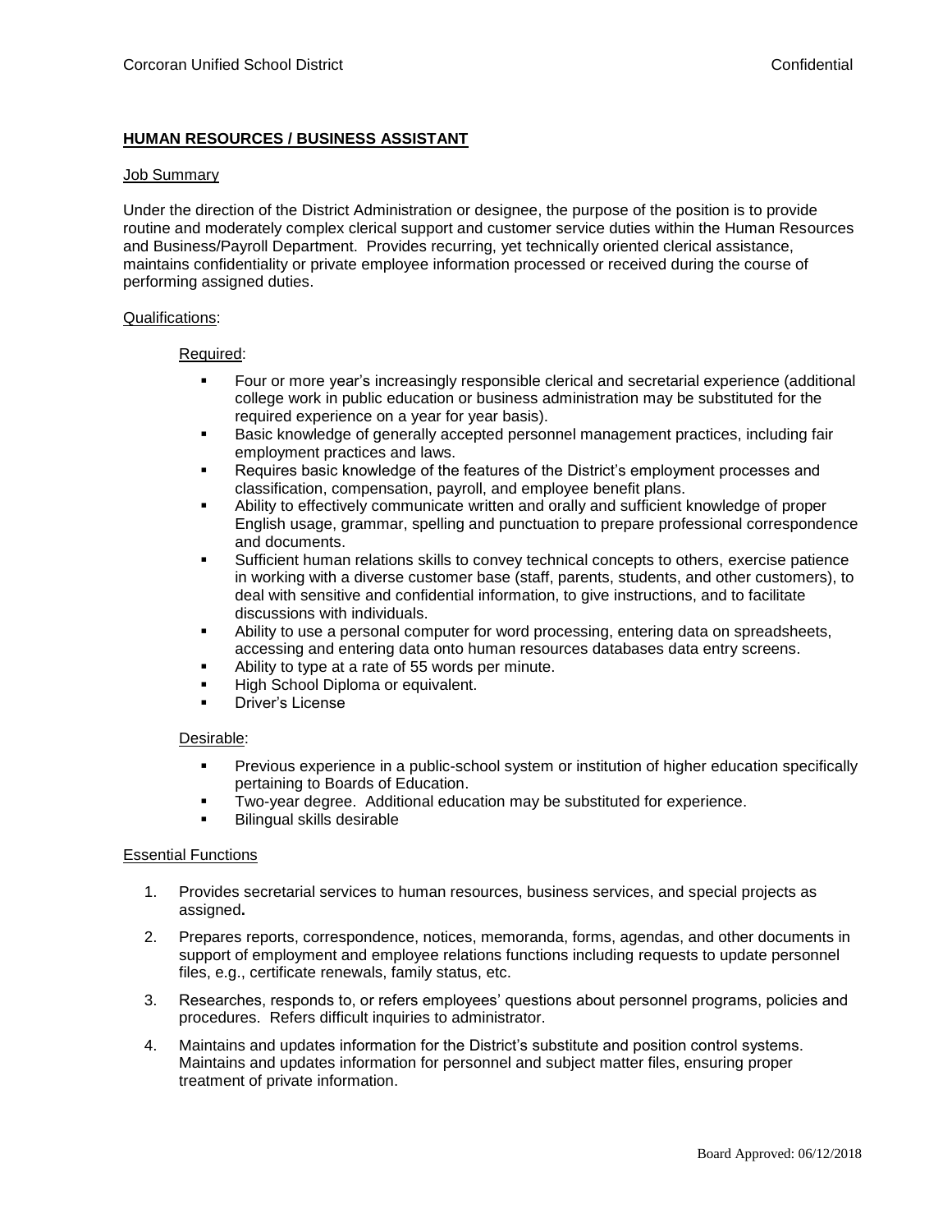## HUMAN RESOURCES / BUSINESS ASSISTANT

### Job Summary

Under the direction of the District Administration or designee, the purpose of the position is to provide routine and moderately complex clerical support and customer service duties within the Human Resources and Business/Payroll Department. Provides recurring, yet technically oriented clerical assistance, maintains confidentiality or private employee information processed or received during the course of performing assigned duties.

### Qualifications:

#### Required:

- Four or more year's increasingly responsible clerical and secretarial experience (additional college work in public education or business administration may be substituted for the required experience on a year for year basis).
- Basic knowledge of generally accepted personnel management practices, including fair employment practices and laws.
- Requires basic knowledge of the features of the District's employment processes and classification, compensation, payroll, and employee benefit plans.
- Ability to effectively communicate written and orally and sufficient knowledge of proper English usage, grammar, spelling and punctuation to prepare professional correspondence and documents.
- Sufficient human relations skills to convey technical concepts to others, exercise patience in working with a diverse customer base (staff, parents, students, and other customers), to deal with sensitive and confidential information, to give instructions, and to facilitate discussions with individuals.
- Ability to use a personal computer for word processing, entering data on spreadsheets, accessing and entering data onto human resources databases data entry screens.
- Ability to type at a rate of 55 words per minute.
- High School Diploma or equivalent.
- Driver's License

#### Desirable:

- Previous experience in a public-school system or institution of higher education specifically pertaining to Boards of Education.
- Two-year degree. Additional education may be substituted for experience.
- Bilingual skills desirable

### Essential Functions

1. Provides secretarial services to human resources, business services, and special projects as assigned**.**
2. Prepares reports, correspondence, notices, memoranda, forms, agendas, and other documents in support of employment and employee relations functions including requests to update personnel files, e.g., certificate renewals, family status, etc.
3. Researches, responds to, or refers employees' questions about personnel programs, policies and procedures. Refers difficult inquiries to administrator.
4. Maintains and updates information for the District's substitute and position control systems. Maintains and updates information for personnel and subject matter files, ensuring proper treatment of private information.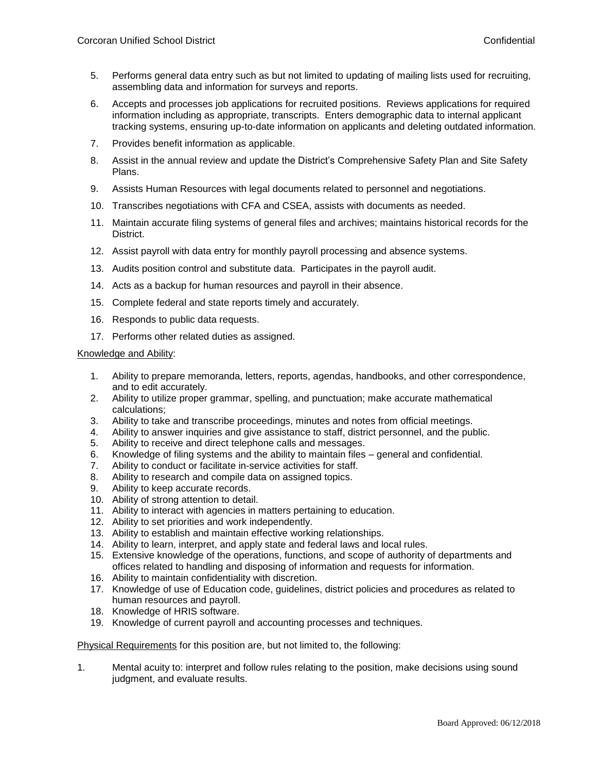5. Performs general data entry such as but not limited to updating of mailing lists used for recruiting, assembling data and information for surveys and reports.
6. Accepts and processes job applications for recruited positions. Reviews applications for required information including as appropriate, transcripts. Enters demographic data to internal applicant tracking systems, ensuring up-to-date information on applicants and deleting outdated information.
7. Provides benefit information as applicable.
8. Assist in the annual review and update the District's Comprehensive Safety Plan and Site Safety Plans.
9. Assists Human Resources with legal documents related to personnel and negotiations.
10. Transcribes negotiations with CFA and CSEA, assists with documents as needed.
11. Maintain accurate filing systems of general files and archives; maintains historical records for the District.
12. Assist payroll with data entry for monthly payroll processing and absence systems.
13. Audits position control and substitute data. Participates in the payroll audit.
14. Acts as a backup for human resources and payroll in their absence.
15. Complete federal and state reports timely and accurately.
16. Responds to public data requests.
17. Performs other related duties as assigned.

Knowledge and Ability:

1. Ability to prepare memoranda, letters, reports, agendas, handbooks, and other correspondence, and to edit accurately.
2. Ability to utilize proper grammar, spelling, and punctuation; make accurate mathematical calculations;
3. Ability to take and transcribe proceedings, minutes and notes from official meetings.
4. Ability to answer inquiries and give assistance to staff, district personnel, and the public.
5. Ability to receive and direct telephone calls and messages.
6. Knowledge of filing systems and the ability to maintain files – general and confidential.
7. Ability to conduct or facilitate in-service activities for staff.
8. Ability to research and compile data on assigned topics.
9. Ability to keep accurate records.
10. Ability of strong attention to detail.
11. Ability to interact with agencies in matters pertaining to education.
12. Ability to set priorities and work independently.
13. Ability to establish and maintain effective working relationships.
14. Ability to learn, interpret, and apply state and federal laws and local rules.
15. Extensive knowledge of the operations, functions, and scope of authority of departments and offices related to handling and disposing of information and requests for information.
16. Ability to maintain confidentiality with discretion.
17. Knowledge of use of Education code, guidelines, district policies and procedures as related to human resources and payroll.
18. Knowledge of HRIS software.
19. Knowledge of current payroll and accounting processes and techniques.

Physical Requirements for this position are, but not limited to, the following:

1. Mental acuity to: interpret and follow rules relating to the position, make decisions using sound judgment, and evaluate results.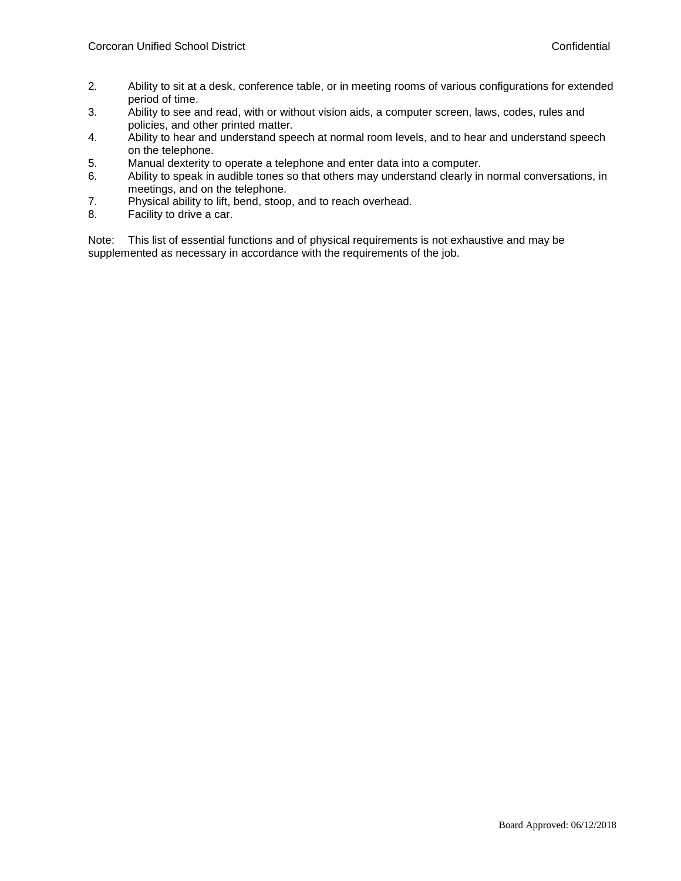2. Ability to sit at a desk, conference table, or in meeting rooms of various configurations for extended period of time.
3. Ability to see and read, with or without vision aids, a computer screen, laws, codes, rules and policies, and other printed matter.
4. Ability to hear and understand speech at normal room levels, and to hear and understand speech on the telephone.
5. Manual dexterity to operate a telephone and enter data into a computer.
6. Ability to speak in audible tones so that others may understand clearly in normal conversations, in meetings, and on the telephone.
7. Physical ability to lift, bend, stoop, and to reach overhead.
8. Facility to drive a car.

Note: This list of essential functions and of physical requirements is not exhaustive and may be supplemented as necessary in accordance with the requirements of the job.

Board Approved: 06/12/2018